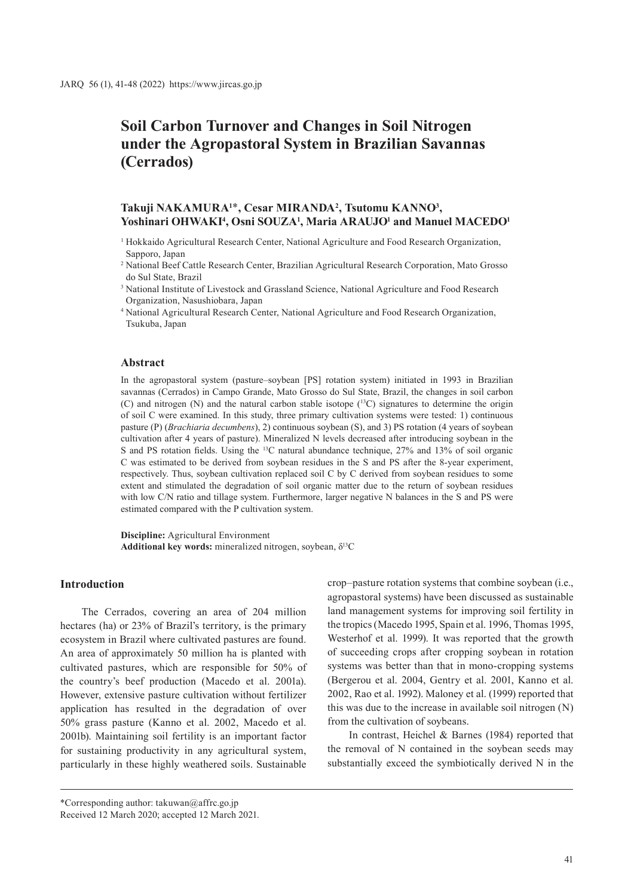# Soil Carbon Turnover and Changes in Soil Nitrogen under the Agropastoral System in Brazilian Savannas (Cerrados)

**Takuji NAKAMURA[1]\*, Cesar MIRANDA[2], Tsutomu KANNO[3], Yoshinari OHWAKI[4], Osni SOUZA[1], Maria ARAUJO[1] and Manuel MACEDO[1]**

[1] Hokkaido Agricultural Research Center, National Agriculture and Food Research Organization, Sapporo, Japan

[2] National Beef Cattle Research Center, Brazilian Agricultural Research Corporation, Mato Grosso do Sul State, Brazil

[3] National Institute of Livestock and Grassland Science, National Agriculture and Food Research Organization, Nasushiobara, Japan

[4] National Agricultural Research Center, National Agriculture and Food Research Organization, Tsukuba, Japan

## Abstract

In the agropastoral system (pasture–soybean [PS] rotation system) initiated in 1993 in Brazilian savannas (Cerrados) in Campo Grande, Mato Grosso do Sul State, Brazil, the changes in soil carbon (C) and nitrogen (N) and the natural carbon stable isotope ($^{13}C$) signatures to determine the origin of soil C were examined. In this study, three primary cultivation systems were tested: 1) continuous pasture (P) (*Brachiaria decumbens*), 2) continuous soybean (S), and 3) PS rotation (4 years of soybean cultivation after 4 years of pasture). Mineralized N levels decreased after introducing soybean in the S and PS rotation fields. Using the $^{13}C$ natural abundance technique, 27% and 13% of soil organic C was estimated to be derived from soybean residues in the S and PS after the 8-year experiment, respectively. Thus, soybean cultivation replaced soil C by C derived from soybean residues to some extent and stimulated the degradation of soil organic matter due to the return of soybean residues with low C/N ratio and tillage system. Furthermore, larger negative N balances in the S and PS were estimated compared with the P cultivation system.

**Discipline:** Agricultural Environment
**Additional key words:** mineralized nitrogen, soybean, $\delta^{13}C$

## Introduction

The Cerrados, covering an area of 204 million hectares (ha) or 23% of Brazil's territory, is the primary ecosystem in Brazil where cultivated pastures are found. An area of approximately 50 million ha is planted with cultivated pastures, which are responsible for 50% of the country's beef production (Macedo et al. 2001a). However, extensive pasture cultivation without fertilizer application has resulted in the degradation of over 50% grass pasture (Kanno et al. 2002, Macedo et al. 2001b). Maintaining soil fertility is an important factor for sustaining productivity in any agricultural system, particularly in these highly weathered soils. Sustainable crop–pasture rotation systems that combine soybean (i.e., agropastoral systems) have been discussed as sustainable land management systems for improving soil fertility in the tropics (Macedo 1995, Spain et al. 1996, Thomas 1995, Westerhof et al. 1999). It was reported that the growth of succeeding crops after cropping soybean in rotation systems was better than that in mono-cropping systems (Bergerou et al. 2004, Gentry et al. 2001, Kanno et al. 2002, Rao et al. 1992). Maloney et al. (1999) reported that this was due to the increase in available soil nitrogen (N) from the cultivation of soybeans.

In contrast, Heichel & Barnes (1984) reported that the removal of N contained in the soybean seeds may substantially exceed the symbiotically derived N in the

\*Corresponding author: takuwan@affrc.go.jp

Received 12 March 2020; accepted 12 March 2021.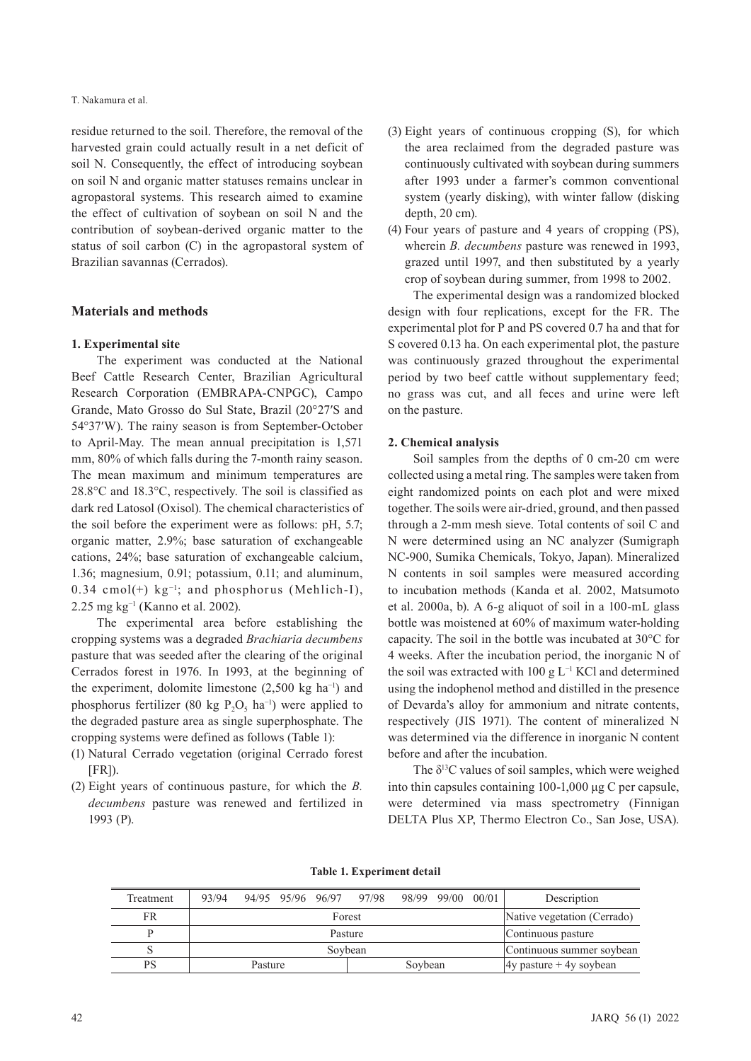residue returned to the soil. Therefore, the removal of the harvested grain could actually result in a net deficit of soil N. Consequently, the effect of introducing soybean on soil N and organic matter statuses remains unclear in agropastoral systems. This research aimed to examine the effect of cultivation of soybean on soil N and the contribution of soybean-derived organic matter to the status of soil carbon (C) in the agropastoral system of Brazilian savannas (Cerrados).

## Materials and methods

### 1. Experimental site

The experiment was conducted at the National Beef Cattle Research Center, Brazilian Agricultural Research Corporation (EMBRAPA-CNPGC), Campo Grande, Mato Grosso do Sul State, Brazil (20°27′S and 54°37′W). The rainy season is from September-October to April-May. The mean annual precipitation is 1,571 mm, 80% of which falls during the 7-month rainy season. The mean maximum and minimum temperatures are 28.8°C and 18.3°C, respectively. The soil is classified as dark red Latosol (Oxisol). The chemical characteristics of the soil before the experiment were as follows: pH, 5.7; organic matter, 2.9%; base saturation of exchangeable cations, 24%; base saturation of exchangeable calcium, 1.36; magnesium, 0.91; potassium, 0.11; and aluminum, 0.34 cmol(+) $kg^{-1}$; and phosphorus (Mehlich-I), 2.25 mg $kg^{-1}$ (Kanno et al. 2002).

The experimental area before establishing the cropping systems was a degraded *Brachiaria decumbens* pasture that was seeded after the clearing of the original Cerrados forest in 1976. In 1993, at the beginning of the experiment, dolomite limestone (2,500 kg $ha^{-1}$) and phosphorus fertilizer (80 kg $P_2O_5$ $ha^{-1}$) were applied to the degraded pasture area as single superphosphate. The cropping systems were defined as follows (Table 1):

(1) Natural Cerrado vegetation (original Cerrado forest [FR]).

(2) Eight years of continuous pasture, for which the *B. decumbens* pasture was renewed and fertilized in 1993 (P).

(3) Eight years of continuous cropping (S), for which the area reclaimed from the degraded pasture was continuously cultivated with soybean during summers after 1993 under a farmer's common conventional system (yearly disking), with winter fallow (disking depth, 20 cm).

(4) Four years of pasture and 4 years of cropping (PS), wherein *B. decumbens* pasture was renewed in 1993, grazed until 1997, and then substituted by a yearly crop of soybean during summer, from 1998 to 2002.

The experimental design was a randomized blocked design with four replications, except for the FR. The experimental plot for P and PS covered 0.7 ha and that for S covered 0.13 ha. On each experimental plot, the pasture was continuously grazed throughout the experimental period by two beef cattle without supplementary feed; no grass was cut, and all feces and urine were left on the pasture.

### 2. Chemical analysis

Soil samples from the depths of 0 cm-20 cm were collected using a metal ring. The samples were taken from eight randomized points on each plot and were mixed together. The soils were air-dried, ground, and then passed through a 2-mm mesh sieve. Total contents of soil C and N were determined using an NC analyzer (Sumigraph NC-900, Sumika Chemicals, Tokyo, Japan). Mineralized N contents in soil samples were measured according to incubation methods (Kanda et al. 2002, Matsumoto et al. 2000a, b). A 6-g aliquot of soil in a 100-mL glass bottle was moistened at 60% of maximum water-holding capacity. The soil in the bottle was incubated at 30°C for 4 weeks. After the incubation period, the inorganic N of the soil was extracted with 100 g $L^{-1}$ KCl and determined using the indophenol method and distilled in the presence of Devarda's alloy for ammonium and nitrate contents, respectively (JIS 1971). The content of mineralized N was determined via the difference in inorganic N content before and after the incubation.

The $\delta^{13}C$ values of soil samples, which were weighed into thin capsules containing 100-1,000 μg C per capsule, were determined via mass spectrometry (Finnigan DELTA Plus XP, Thermo Electron Co., San Jose, USA).

**Table 1. Experiment detail**

| Treatment | 93/94 | 94/95 | 95/96 | 96/97 | 97/98 | 98/99 | 99/00 | 00/01 | Description |
|---|---|---|---|---|---|---|---|---|---|
| FR | Forest | | | | | | | | Native vegetation (Cerrado) |
| P | Pasture | | | | | | | | Continuous pasture |
| S | Soybean | | | | | | | | Continuous summer soybean |
| PS | Pasture | | | | Soybean | | | | 4y pasture + 4y soybean |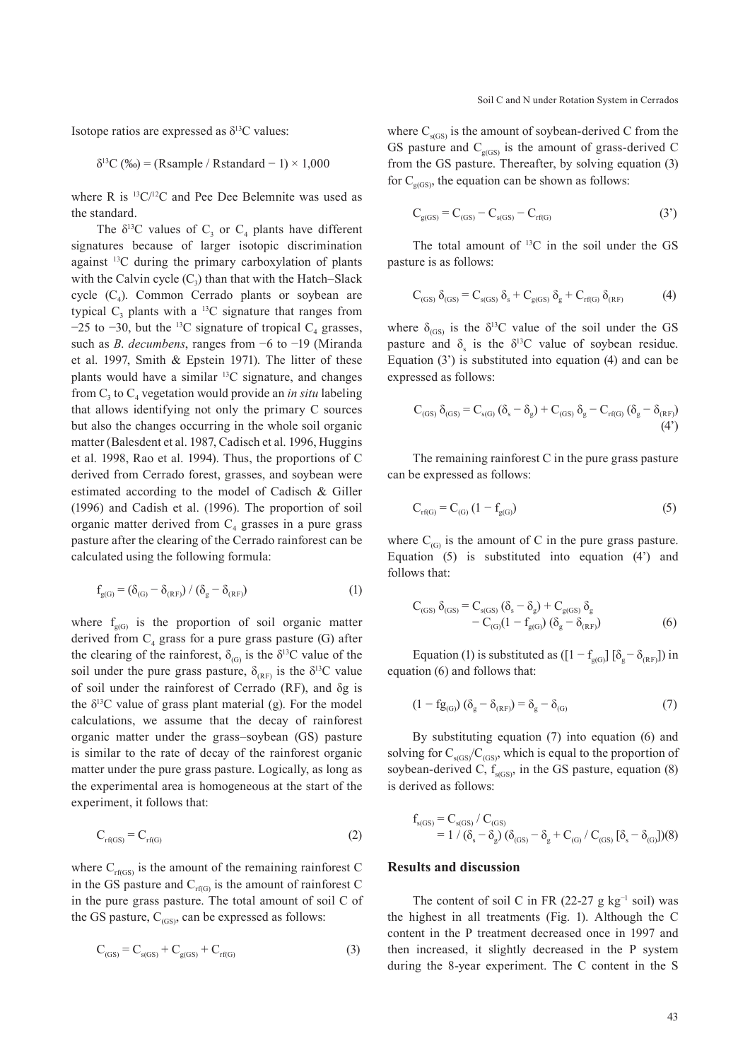Isotope ratios are expressed as $\delta^{13}C$ values:

$$\delta^{13}C\ (‰) = (Rsample / Rstandard - 1) \times 1{,}000$$

where R is $^{13}C/^{12}C$ and Pee Dee Belemnite was used as the standard.

The $\delta^{13}C$ values of $C_3$ or $C_4$ plants have different signatures because of larger isotopic discrimination against $^{13}C$ during the primary carboxylation of plants with the Calvin cycle ($C_3$) than that with the Hatch–Slack cycle ($C_4$). Common Cerrado plants or soybean are typical $C_3$ plants with a $^{13}C$ signature that ranges from −25 to −30, but the $^{13}C$ signature of tropical $C_4$ grasses, such as *B. decumbens*, ranges from −6 to −19 (Miranda et al. 1997, Smith & Epstein 1971). The litter of these plants would have a similar $^{13}C$ signature, and changes from $C_3$ to $C_4$ vegetation would provide an *in situ* labeling that allows identifying not only the primary C sources but also the changes occurring in the whole soil organic matter (Balesdent et al. 1987, Cadisch et al. 1996, Huggins et al. 1998, Rao et al. 1994). Thus, the proportions of C derived from Cerrado forest, grasses, and soybean were estimated according to the model of Cadisch & Giller (1996) and Cadish et al. (1996). The proportion of soil organic matter derived from $C_4$ grasses in a pure grass pasture after the clearing of the Cerrado rainforest can be calculated using the following formula:

$$f_{g(G)} = (\delta_{(G)} - \delta_{(RF)}) / (\delta_g - \delta_{(RF)}) \quad (1)$$

where $f_{g(G)}$ is the proportion of soil organic matter derived from $C_4$ grass for a pure grass pasture (G) after the clearing of the rainforest, $\delta_{(G)}$ is the $\delta^{13}C$ value of the soil under the pure grass pasture, $\delta_{(RF)}$ is the $\delta^{13}C$ value of soil under the rainforest of Cerrado (RF), and $\delta g$ is the $\delta^{13}C$ value of grass plant material (g). For the model calculations, we assume that the decay of rainforest organic matter under the grass–soybean (GS) pasture is similar to the rate of decay of the rainforest organic matter under the pure grass pasture. Logically, as long as the experimental area is homogeneous at the start of the experiment, it follows that:

$$C_{rf(GS)} = C_{rf(G)} \quad (2)$$

where $C_{rf(GS)}$ is the amount of the remaining rainforest C in the GS pasture and $C_{rf(G)}$ is the amount of rainforest C in the pure grass pasture. The total amount of soil C of the GS pasture, $C_{(GS)}$, can be expressed as follows:

$$C_{(GS)} = C_{s(GS)} + C_{g(GS)} + C_{rf(G)} \quad (3)$$

where $C_{s(GS)}$ is the amount of soybean-derived C from the GS pasture and $C_{g(GS)}$ is the amount of grass-derived C from the GS pasture. Thereafter, by solving equation (3) for $C_{g(GS)}$, the equation can be shown as follows:

$$C_{g(GS)} = C_{(GS)} - C_{s(GS)} - C_{rf(G)} \quad (3')$$

The total amount of $^{13}C$ in the soil under the GS pasture is as follows:

$$C_{(GS)}\ \delta_{(GS)} = C_{s(GS)}\ \delta_s + C_{g(GS)}\ \delta_g + C_{rf(G)}\ \delta_{(RF)} \quad (4)$$

where $\delta_{(GS)}$ is the $\delta^{13}C$ value of the soil under the GS pasture and $\delta_s$ is the $\delta^{13}C$ value of soybean residue. Equation (3') is substituted into equation (4) and can be expressed as follows:

$$C_{(GS)}\ \delta_{(GS)} = C_{s(G)}\ (\delta_s - \delta_g) + C_{(GS)}\ \delta_g - C_{rf(G)}\ (\delta_g - \delta_{(RF)}) \quad (4')$$

The remaining rainforest C in the pure grass pasture can be expressed as follows:

$$C_{rf(G)} = C_{(G)}\ (1 - f_{g(G)}) \quad (5)$$

where $C_{(G)}$ is the amount of C in the pure grass pasture. Equation (5) is substituted into equation (4') and follows that:

$$C_{(GS)}\ \delta_{(GS)} = C_{s(GS)}\ (\delta_s - \delta_g) + C_{g(GS)}\ \delta_g - C_{(G)}(1 - f_{g(G)})\ (\delta_g - \delta_{(RF)}) \quad (6)$$

Equation (1) is substituted as ($[1 - f_{g(G)}]\ [\delta_g - \delta_{(RF)}]$) in equation (6) and follows that:

$$(1 - fg_{(G)})\ (\delta_g - \delta_{(RF)}) = \delta_g - \delta_{(G)} \quad (7)$$

By substituting equation (7) into equation (6) and solving for $C_{s(GS)}/C_{(GS)}$, which is equal to the proportion of soybean-derived C, $f_{s(GS)}$, in the GS pasture, equation (8) is derived as follows:

$$f_{s(GS)} = C_{s(GS)} / C_{(GS)} = 1 / (\delta_s - \delta_g)\ (\delta_{(GS)} - \delta_g + C_{(G)} / C_{(GS)}\ [\delta_s - \delta_{(G)}]) \quad (8)$$

## Results and discussion

The content of soil C in FR (22-27 g $kg^{-1}$ soil) was the highest in all treatments (Fig. 1). Although the C content in the P treatment decreased once in 1997 and then increased, it slightly decreased in the P system during the 8-year experiment. The C content in the S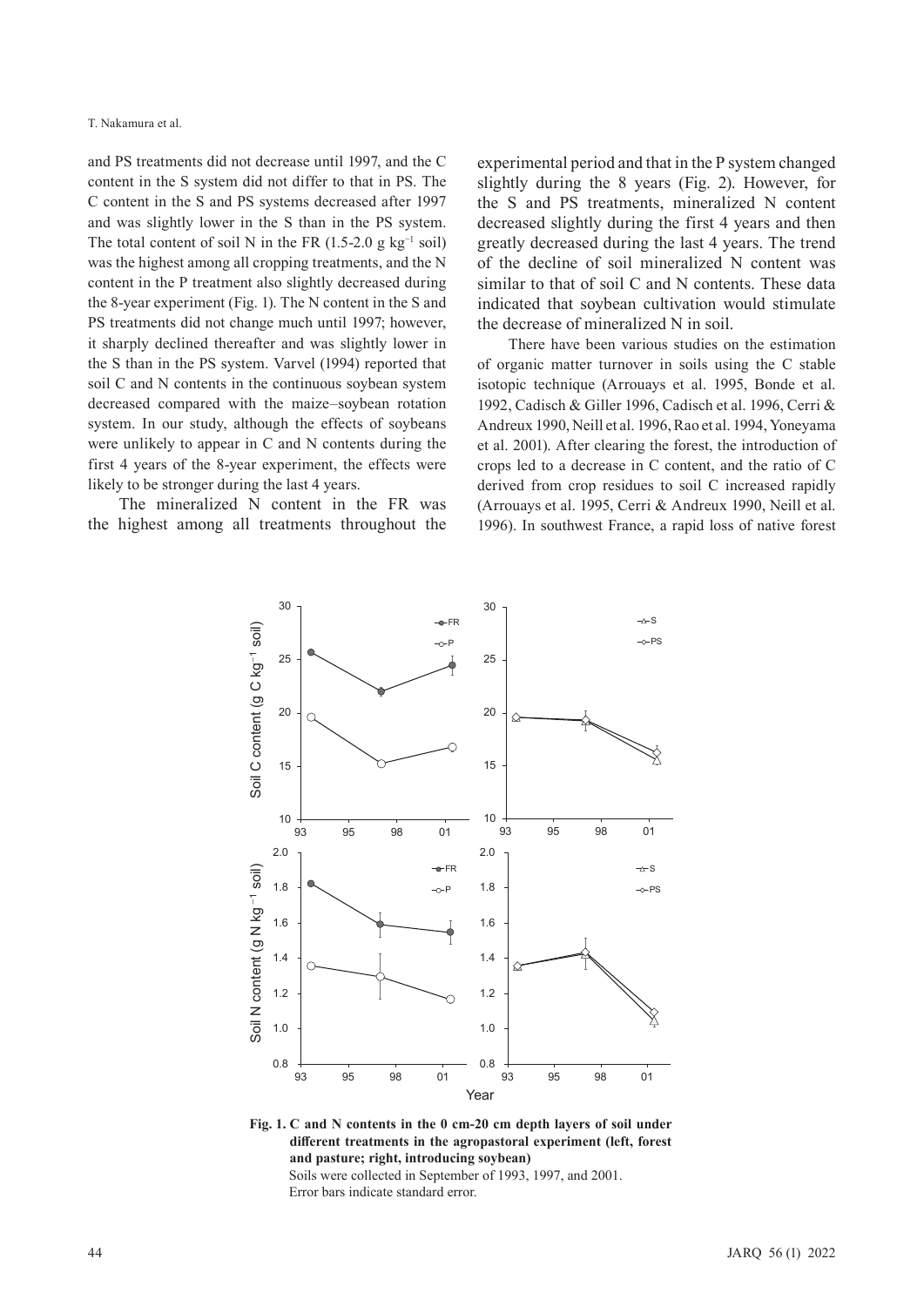and PS treatments did not decrease until 1997, and the C content in the S system did not differ to that in PS. The C content in the S and PS systems decreased after 1997 and was slightly lower in the S than in the PS system. The total content of soil N in the FR (1.5-2.0 g $kg^{-1}$ soil) was the highest among all cropping treatments, and the N content in the P treatment also slightly decreased during the 8-year experiment (Fig. 1). The N content in the S and PS treatments did not change much until 1997; however, it sharply declined thereafter and was slightly lower in the S than in the PS system. Varvel (1994) reported that soil C and N contents in the continuous soybean system decreased compared with the maize–soybean rotation system. In our study, although the effects of soybeans were unlikely to appear in C and N contents during the first 4 years of the 8-year experiment, the effects were likely to be stronger during the last 4 years.

The mineralized N content in the FR was the highest among all treatments throughout the experimental period and that in the P system changed slightly during the 8 years (Fig. 2). However, for the S and PS treatments, mineralized N content decreased slightly during the first 4 years and then greatly decreased during the last 4 years. The trend of the decline of soil mineralized N content was similar to that of soil C and N contents. These data indicated that soybean cultivation would stimulate the decrease of mineralized N in soil.

There have been various studies on the estimation of organic matter turnover in soils using the C stable isotopic technique (Arrouays et al. 1995, Bonde et al. 1992, Cadisch & Giller 1996, Cadisch et al. 1996, Cerri & Andreux 1990, Neill et al. 1996, Rao et al. 1994, Yoneyama et al. 2001). After clearing the forest, the introduction of crops led to a decrease in C content, and the ratio of C derived from crop residues to soil C increased rapidly (Arrouays et al. 1995, Cerri & Andreux 1990, Neill et al. 1996). In southwest France, a rapid loss of native forest

**Fig. 1. C and N contents in the 0 cm-20 cm depth layers of soil under different treatments in the agropastoral experiment (left, forest and pasture; right, introducing soybean)**

Soils were collected in September of 1993, 1997, and 2001.
Error bars indicate standard error.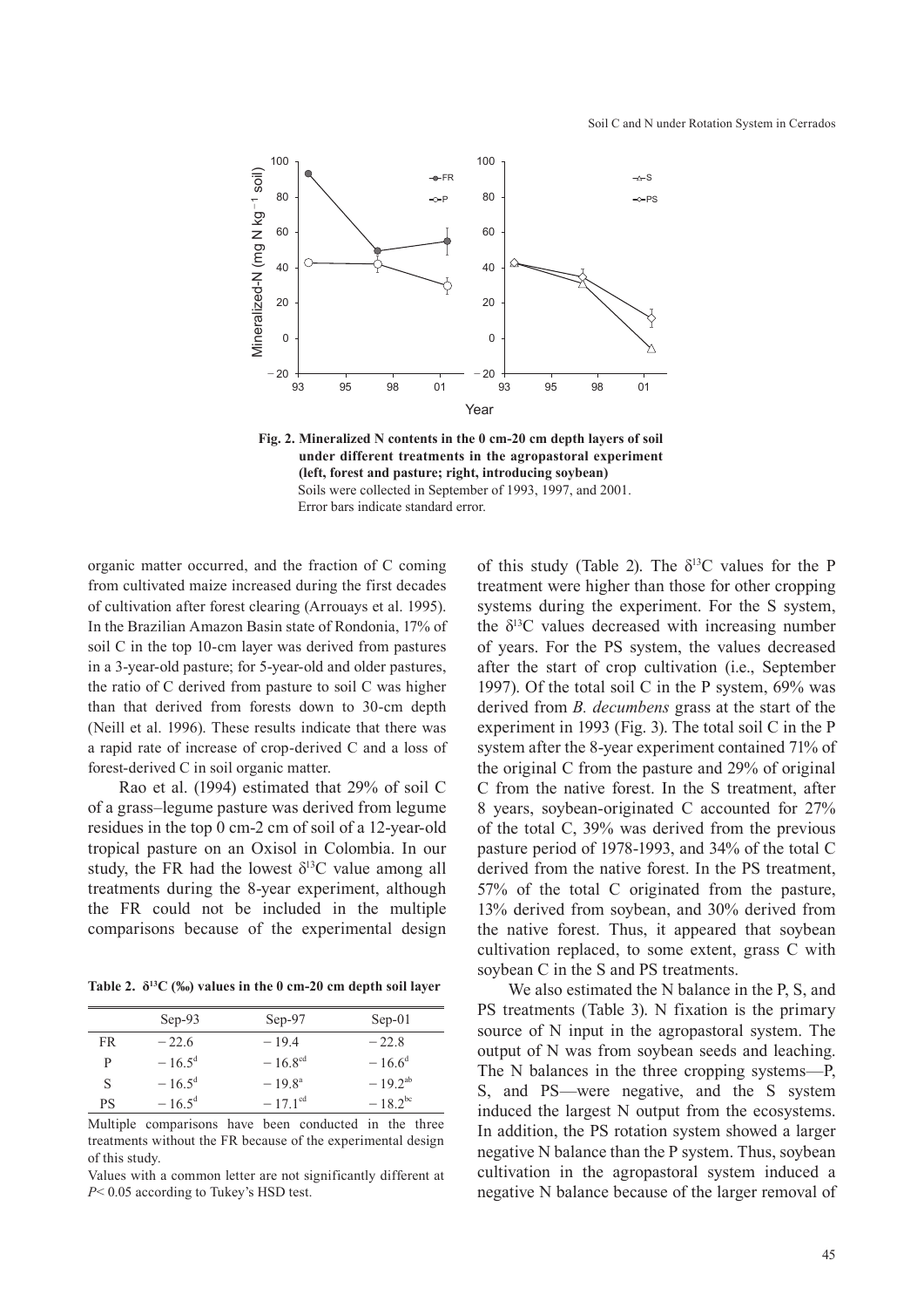**Fig. 2. Mineralized N contents in the 0 cm-20 cm depth layers of soil under different treatments in the agropastoral experiment (left, forest and pasture; right, introducing soybean)**
Soils were collected in September of 1993, 1997, and 2001.
Error bars indicate standard error.

organic matter occurred, and the fraction of C coming from cultivated maize increased during the first decades of cultivation after forest clearing (Arrouays et al. 1995). In the Brazilian Amazon Basin state of Rondonia, 17% of soil C in the top 10-cm layer was derived from pastures in a 3-year-old pasture; for 5-year-old and older pastures, the ratio of C derived from pasture to soil C was higher than that derived from forests down to 30-cm depth (Neill et al. 1996). These results indicate that there was a rapid rate of increase of crop-derived C and a loss of forest-derived C in soil organic matter.

Rao et al. (1994) estimated that 29% of soil C of a grass–legume pasture was derived from legume residues in the top 0 cm-2 cm of soil of a 12-year-old tropical pasture on an Oxisol in Colombia. In our study, the FR had the lowest $\delta^{13}C$ value among all treatments during the 8-year experiment, although the FR could not be included in the multiple comparisons because of the experimental design of this study (Table 2). The $\delta^{13}C$ values for the P treatment were higher than those for other cropping systems during the experiment. For the S system, the $\delta^{13}C$ values decreased with increasing number of years. For the PS system, the values decreased after the start of crop cultivation (i.e., September 1997). Of the total soil C in the P system, 69% was derived from *B. decumbens* grass at the start of the experiment in 1993 (Fig. 3). The total soil C in the P system after the 8-year experiment contained 71% of the original C from the pasture and 29% of original C from the native forest. In the S treatment, after 8 years, soybean-originated C accounted for 27% of the total C, 39% was derived from the previous pasture period of 1978-1993, and 34% of the total C derived from the native forest. In the PS treatment, 57% of the total C originated from the pasture, 13% derived from soybean, and 30% derived from the native forest. Thus, it appeared that soybean cultivation replaced, to some extent, grass C with soybean C in the S and PS treatments.

**Table 2. $\delta^{13}C$ (‰) values in the 0 cm-20 cm depth soil layer**

| | Sep-93 | Sep-97 | Sep-01 |
|---|---|---|---|
| FR | $-22.6$ | $-19.4$ | $-22.8$ |
| P | $-16.5^{d}$ | $-16.8^{cd}$ | $-16.6^{d}$ |
| S | $-16.5^{d}$ | $-19.8^{a}$ | $-19.2^{ab}$ |
| PS | $-16.5^{d}$ | $-17.1^{cd}$ | $-18.2^{bc}$ |

Multiple comparisons have been conducted in the three treatments without the FR because of the experimental design of this study.

Values with a common letter are not significantly different at $P < 0.05$ according to Tukey's HSD test.

We also estimated the N balance in the P, S, and PS treatments (Table 3). N fixation is the primary source of N input in the agropastoral system. The output of N was from soybean seeds and leaching. The N balances in the three cropping systems—P, S, and PS—were negative, and the S system induced the largest N output from the ecosystems. In addition, the PS rotation system showed a larger negative N balance than the P system. Thus, soybean cultivation in the agropastoral system induced a negative N balance because of the larger removal of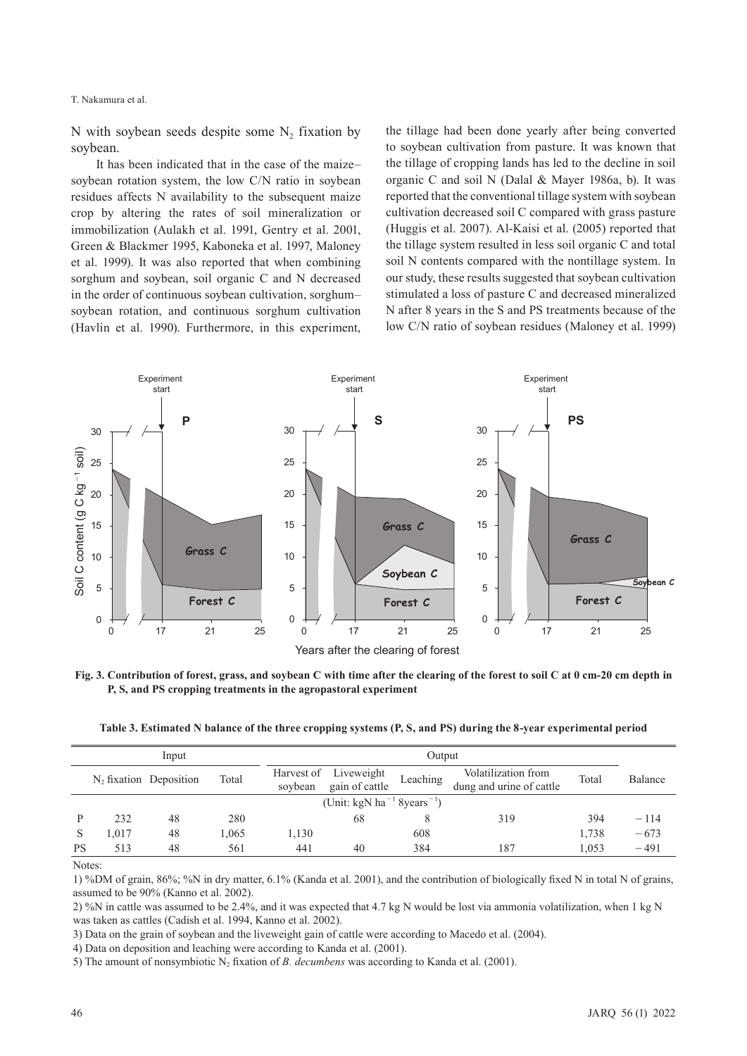N with soybean seeds despite some $N_2$ fixation by soybean.

It has been indicated that in the case of the maize–soybean rotation system, the low C/N ratio in soybean residues affects N availability to the subsequent maize crop by altering the rates of soil mineralization or immobilization (Aulakh et al. 1991, Gentry et al. 2001, Green & Blackmer 1995, Kaboneka et al. 1997, Maloney et al. 1999). It was also reported that when combining sorghum and soybean, soil organic C and N decreased in the order of continuous soybean cultivation, sorghum–soybean rotation, and continuous sorghum cultivation (Havlin et al. 1990). Furthermore, in this experiment, the tillage had been done yearly after being converted to soybean cultivation from pasture. It was known that the tillage of cropping lands has led to the decline in soil organic C and soil N (Dalal & Mayer 1986a, b). It was reported that the conventional tillage system with soybean cultivation decreased soil C compared with grass pasture (Huggis et al. 2007). Al-Kaisi et al. (2005) reported that the tillage system resulted in less soil organic C and total soil N contents compared with the nontillage system. In our study, these results suggested that soybean cultivation stimulated a loss of pasture C and decreased mineralized N after 8 years in the S and PS treatments because of the low C/N ratio of soybean residues (Maloney et al. 1999)

**Fig. 3. Contribution of forest, grass, and soybean C with time after the clearing of the forest to soil C at 0 cm-20 cm depth in P, S, and PS cropping treatments in the agropastoral experiment**

**Table 3. Estimated N balance of the three cropping systems (P, S, and PS) during the 8-year experimental period**

| | Input | | | Output | | | | | Balance |
|---|---|---|---|---|---|---|---|---|---|
| | $N_2$ fixation | Deposition | Total | Harvest of soybean | Liveweight gain of cattle | Leaching | Volatilization from dung and urine of cattle | Total | |
| | (Unit: kgN $ha^{-1}$ 8$years^{-1}$) | | | | | | | | |
| P | 232 | 48 | 280 | | 68 | 8 | 319 | 394 | −114 |
| S | 1,017 | 48 | 1,065 | 1,130 | | 608 | | 1,738 | −673 |
| PS | 513 | 48 | 561 | 441 | 40 | 384 | 187 | 1,053 | −491 |

Notes:

1) %DM of grain, 86%; %N in dry matter, 6.1% (Kanda et al. 2001), and the contribution of biologically fixed N in total N of grains, assumed to be 90% (Kanno et al. 2002).

2) %N in cattle was assumed to be 2.4%, and it was expected that 4.7 kg N would be lost via ammonia volatilization, when 1 kg N was taken as cattles (Cadish et al. 1994, Kanno et al. 2002).

3) Data on the grain of soybean and the liveweight gain of cattle were according to Macedo et al. (2004).

4) Data on deposition and leaching were according to Kanda et al. (2001).

5) The amount of nonsymbiotic $N_2$ fixation of *B. decumbens* was according to Kanda et al. (2001).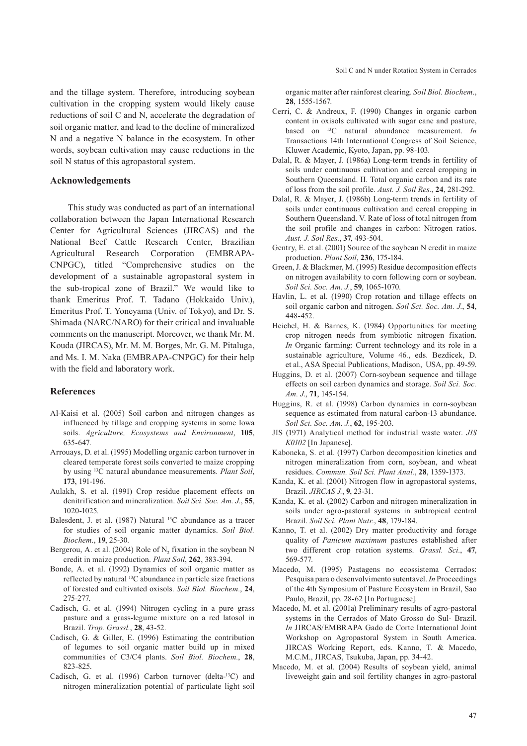and the tillage system. Therefore, introducing soybean cultivation in the cropping system would likely cause reductions of soil C and N, accelerate the degradation of soil organic matter, and lead to the decline of mineralized N and a negative N balance in the ecosystem. In other words, soybean cultivation may cause reductions in the soil N status of this agropastoral system.

### Acknowledgements

This study was conducted as part of an international collaboration between the Japan International Research Center for Agricultural Sciences (JIRCAS) and the National Beef Cattle Research Center, Brazilian Agricultural Research Corporation (EMBRAPA-CNPGC), titled "Comprehensive studies on the development of a sustainable agropastoral system in the sub-tropical zone of Brazil." We would like to thank Emeritus Prof. T. Tadano (Hokkaido Univ.), Emeritus Prof. T. Yoneyama (Univ. of Tokyo), and Dr. S. Shimada (NARC/NARO) for their critical and invaluable comments on the manuscript. Moreover, we thank Mr. M. Kouda (JIRCAS), Mr. M. M. Borges, Mr. G. M. Pitaluga, and Ms. I. M. Naka (EMBRAPA-CNPGC) for their help with the field and laboratory work.

### References

Al-Kaisi et al. (2005) Soil carbon and nitrogen changes as influenced by tillage and cropping systems in some Iowa soils. *Agriculture, Ecosystems and Environment*, **105**, 635-647.

Arrouays, D. et al. (1995) Modelling organic carbon turnover in cleared temperate forest soils converted to maize cropping by using $^{13}$C natural abundance measurements. *Plant Soil*, **173**, 191-196.

Aulakh, S. et al. (1991) Crop residue placement effects on denitrification and mineralization. *Soil Sci. Soc. Am. J.*, **55**, 1020-1025.

Balesdent, J. et al. (1987) Natural $^{13}$C abundance as a tracer for studies of soil organic matter dynamics. *Soil Biol. Biochem.*, **19**, 25-30.

Bergerou, A. et al. (2004) Role of $N_2$ fixation in the soybean N credit in maize production. *Plant Soil*, **262**, 383-394.

Bonde, A. et al. (1992) Dynamics of soil organic matter as reflected by natural $^{13}$C abundance in particle size fractions of forested and cultivated oxisols. *Soil Biol. Biochem.*, **24**, 275-277.

Cadisch, G. et al. (1994) Nitrogen cycling in a pure grass pasture and a grass-legume mixture on a red latosol in Brazil. *Trop. Grassl.*, **28**, 43-52.

Cadisch, G. & Giller, E. (1996) Estimating the contribution of legumes to soil organic matter build up in mixed communities of C3/C4 plants. *Soil Biol. Biochem.*, **28**, 823-825.

Cadisch, G. et al. (1996) Carbon turnover (delta-$^{13}$C) and nitrogen mineralization potential of particulate light soil organic matter after rainforest clearing. *Soil Biol. Biochem.*, **28**, 1555-1567.

Cerri, C. & Andreux, F. (1990) Changes in organic carbon content in oxisols cultivated with sugar cane and pasture, based on $^{13}$C natural abundance measurement. *In* Transactions 14th International Congress of Soil Science, Kluwer Academic, Kyoto, Japan, pp. 98-103.

Dalal, R. & Mayer, J. (1986a) Long-term trends in fertility of soils under continuous cultivation and cereal cropping in Southern Queensland. II. Total organic carbon and its rate of loss from the soil profile. *Aust. J. Soil Res.*, **24**, 281-292.

Dalal, R. & Mayer, J. (1986b) Long-term trends in fertility of soils under continuous cultivation and cereal cropping in Southern Queensland. V. Rate of loss of total nitrogen from the soil profile and changes in carbon: Nitrogen ratios. *Aust. J. Soil Res.*, **37**, 493-504.

Gentry, E. et al. (2001) Source of the soybean N credit in maize production. *Plant Soil*, **236**, 175-184.

Green, J. & Blackmer, M. (1995) Residue decomposition effects on nitrogen availability to corn following corn or soybean. *Soil Sci. Soc. Am. J.*, **59**, 1065-1070.

Havlin, L. et al. (1990) Crop rotation and tillage effects on soil organic carbon and nitrogen. *Soil Sci. Soc. Am. J.*, **54**, 448-452.

Heichel, H. & Barnes, K. (1984) Opportunities for meeting crop nitrogen needs from symbiotic nitrogen fixation. *In* Organic farming: Current technology and its role in a sustainable agriculture, Volume 46., eds. Bezdicek, D. et al., ASA Special Publications, Madison, USA, pp. 49-59.

Huggins, D. et al. (2007) Corn-soybean sequence and tillage effects on soil carbon dynamics and storage. *Soil Sci. Soc. Am. J.*, **71**, 145-154.

Huggins, R. et al. (1998) Carbon dynamics in corn-soybean sequence as estimated from natural carbon-13 abundance. *Soil Sci. Soc. Am. J.*, **62**, 195-203.

JIS (1971) Analytical method for industrial waste water. *JIS K0102* [In Japanese].

Kaboneka, S. et al. (1997) Carbon decomposition kinetics and nitrogen mineralization from corn, soybean, and wheat residues. *Commun. Soil Sci. Plant Anal.*, **28**, 1359-1373.

Kanda, K. et al. (2001) Nitrogen flow in agropastoral systems, Brazil. *JIRCAS J.*, **9**, 23-31.

Kanda, K. et al. (2002) Carbon and nitrogen mineralization in soils under agro-pastoral systems in subtropical central Brazil. *Soil Sci. Plant Nutr.*, **48**, 179-184.

Kanno, T. et al. (2002) Dry matter productivity and forage quality of *Panicum maximum* pastures established after two different crop rotation systems. *Grassl. Sci.*, **47**, 569-577.

Macedo, M. (1995) Pastagens no ecossistema Cerrados: Pesquisa para o desenvolvimento sutentavel. *In* Proceedings of the 4th Symposium of Pasture Ecosystem in Brazil, Sao Paulo, Brazil, pp. 28-62 [In Portuguese].

Macedo, M. et al. (2001a) Preliminary results of agro-pastoral systems in the Cerrados of Mato Grosso do Sul- Brazil. *In* JIRCAS/EMBRAPA Gado de Corte International Joint Workshop on Agropastoral System in South America. JIRCAS Working Report, eds. Kanno, T. & Macedo, M.C.M., JIRCAS, Tsukuba, Japan, pp. 34-42.

Macedo, M. et al. (2004) Results of soybean yield, animal liveweight gain and soil fertility changes in agro-pastoral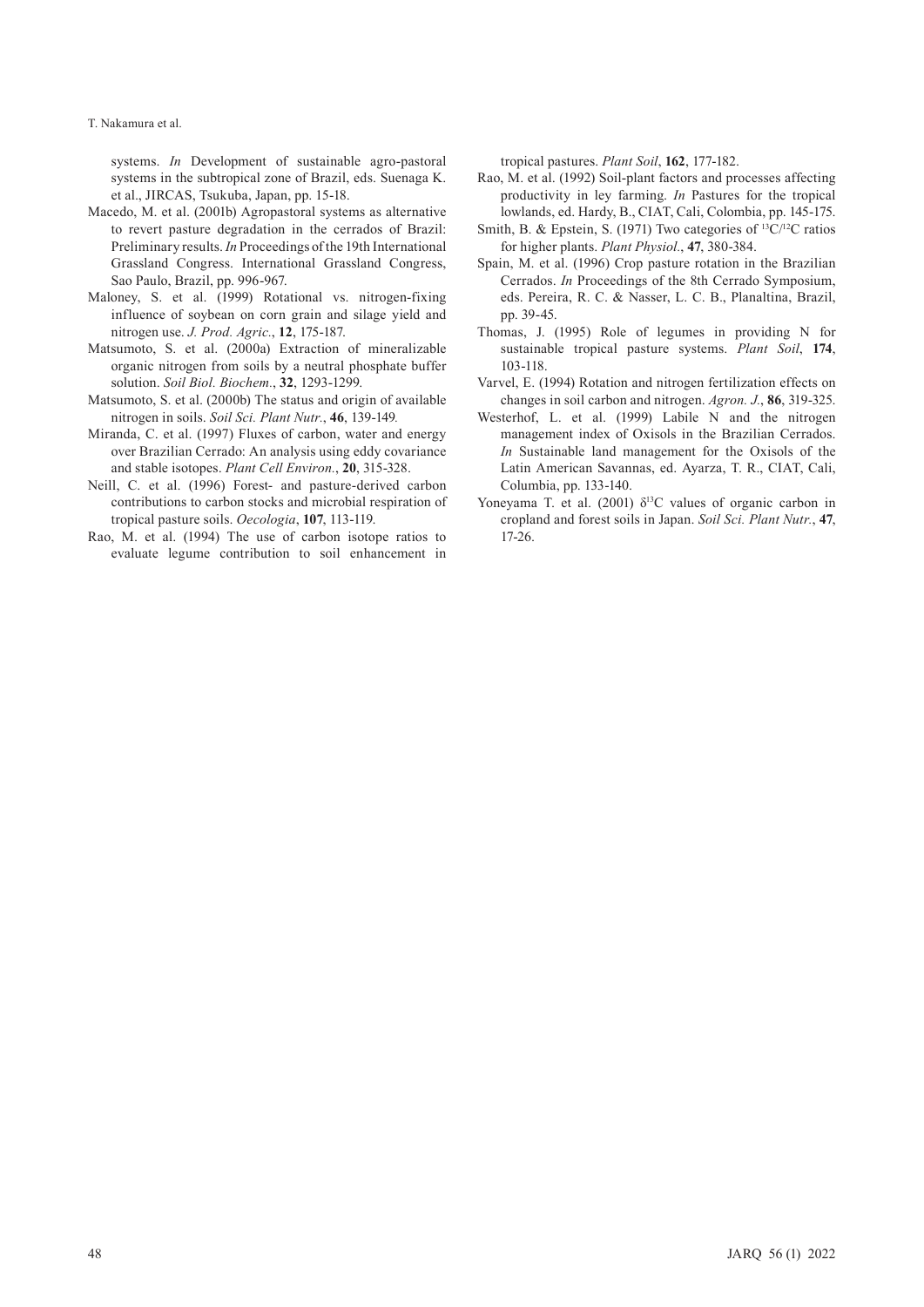systems. *In* Development of sustainable agro-pastoral systems in the subtropical zone of Brazil, eds. Suenaga K. et al., JIRCAS, Tsukuba, Japan, pp. 15-18.

Macedo, M. et al. (2001b) Agropastoral systems as alternative to revert pasture degradation in the cerrados of Brazil: Preliminary results. *In* Proceedings of the 19th International Grassland Congress. International Grassland Congress, Sao Paulo, Brazil, pp. 996-967.

Maloney, S. et al. (1999) Rotational vs. nitrogen-fixing influence of soybean on corn grain and silage yield and nitrogen use. *J. Prod. Agric.*, **12**, 175-187.

Matsumoto, S. et al. (2000a) Extraction of mineralizable organic nitrogen from soils by a neutral phosphate buffer solution. *Soil Biol. Biochem.*, **32**, 1293-1299.

Matsumoto, S. et al. (2000b) The status and origin of available nitrogen in soils. *Soil Sci. Plant Nutr.*, **46**, 139-149.

Miranda, C. et al. (1997) Fluxes of carbon, water and energy over Brazilian Cerrado: An analysis using eddy covariance and stable isotopes. *Plant Cell Environ.*, **20**, 315-328.

Neill, C. et al. (1996) Forest- and pasture-derived carbon contributions to carbon stocks and microbial respiration of tropical pasture soils. *Oecologia*, **107**, 113-119.

Rao, M. et al. (1994) The use of carbon isotope ratios to evaluate legume contribution to soil enhancement in tropical pastures. *Plant Soil*, **162**, 177-182.

Rao, M. et al. (1992) Soil-plant factors and processes affecting productivity in ley farming. *In* Pastures for the tropical lowlands, ed. Hardy, B., CIAT, Cali, Colombia, pp. 145-175.

Smith, B. & Epstein, S. (1971) Two categories of $^{13}C/^{12}C$ ratios for higher plants. *Plant Physiol.*, **47**, 380-384.

Spain, M. et al. (1996) Crop pasture rotation in the Brazilian Cerrados. *In* Proceedings of the 8th Cerrado Symposium, eds. Pereira, R. C. & Nasser, L. C. B., Planaltina, Brazil, pp. 39-45.

Thomas, J. (1995) Role of legumes in providing N for sustainable tropical pasture systems. *Plant Soil*, **174**, 103-118.

Varvel, E. (1994) Rotation and nitrogen fertilization effects on changes in soil carbon and nitrogen. *Agron. J.*, **86**, 319-325.

Westerhof, L. et al. (1999) Labile N and the nitrogen management index of Oxisols in the Brazilian Cerrados. *In* Sustainable land management for the Oxisols of the Latin American Savannas, ed. Ayarza, T. R., CIAT, Cali, Columbia, pp. 133-140.

Yoneyama T. et al. (2001) $\delta^{13}C$ values of organic carbon in cropland and forest soils in Japan. *Soil Sci. Plant Nutr.*, **47**, 17-26.